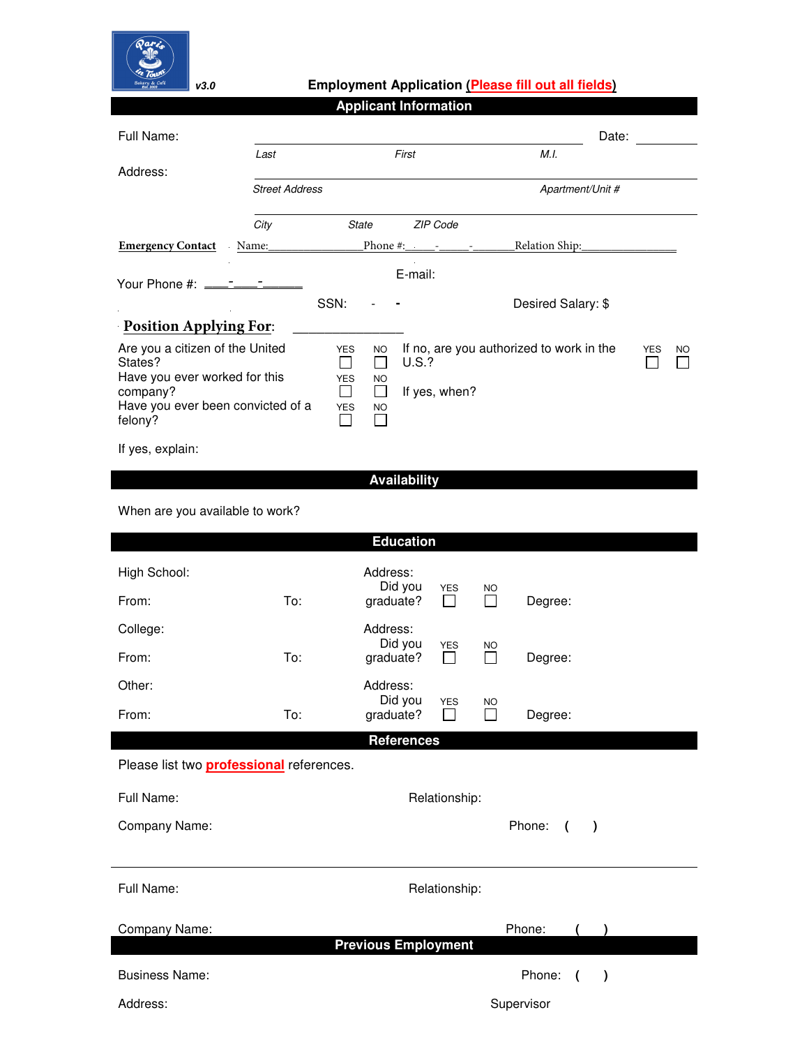v3.0

**Employment Application (Please fill out all fields)**

## Applicant Information

Full Name: ______________________________________________ Date: __________

*Last* *First* *M.I.*

Address: ______________________________________________

*Street Address* *Apartment/Unit #*

______________________________________________

*City* *State* *ZIP Code*

**Emergency Contact** Name:_______________Phone #:____-____-_______Relation Ship:_______________

Your Phone #: ____-____-______ E-mail:

SSN: - - Desired Salary: $

**Position Applying For**: _______________

Are you a citizen of the United States? YES ☐ NO ☐ If no, are you authorized to work in the U.S.? YES ☐ NO ☐

Have you ever worked for this company? YES ☐ NO ☐ If yes, when?

Have you ever been convicted of a felony? YES ☐ NO ☐

If yes, explain:

## Availability

When are you available to work?

## Education

High School: Address:

From: To: Did you graduate? YES ☐ NO ☐ Degree:

College: Address:

From: To: Did you graduate? YES ☐ NO ☐ Degree:

Other: Address:

From: To: Did you graduate? YES ☐ NO ☐ Degree:

## References

Please list two **professional** references.

Full Name: Relationship:

Company Name: Phone: ( )

---

Full Name: Relationship:

Company Name: Phone: ( )

## Previous Employment

Business Name: Phone: ( )

Address: Supervisor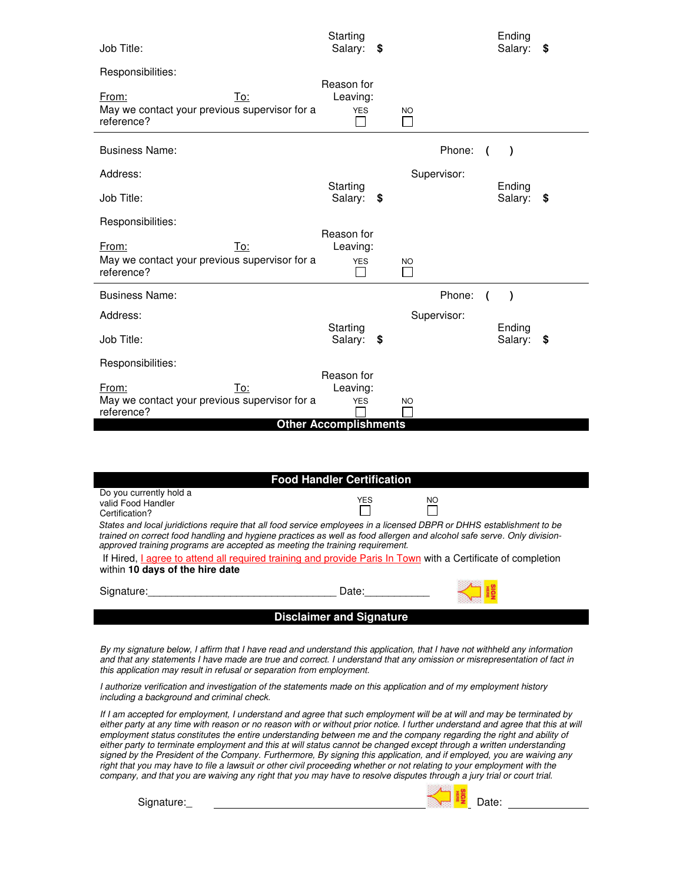Job Title: Starting Salary: $ Ending Salary: $

Responsibilities:

From: To: Reason for Leaving:

May we contact your previous supervisor for a reference? YES ☐ NO ☐

---

Business Name: Phone: ( )

Address: Supervisor:

Job Title: Starting Salary: $ Ending Salary: $

Responsibilities:

From: To: Reason for Leaving:

May we contact your previous supervisor for a reference? YES ☐ NO ☐

---

Business Name: Phone: ( )

Address: Supervisor:

Job Title: Starting Salary: $ Ending Salary: $

Responsibilities:

From: To: Reason for Leaving:

May we contact your previous supervisor for a reference? YES ☐ NO ☐

## Other Accomplishments

## Food Handler Certification

Do you currently hold a valid Food Handler Certification? YES ☐ NO ☐

*States and local juridictions require that all food service employees in a licensed DBPR or DHHS establishment to be trained on correct food handling and hygiene practices as well as food allergen and alcohol safe serve. Only division-approved training programs are accepted as meeting the training requirement.*

If Hired, I agree to attend all required training and provide Paris In Town with a Certificate of completion within **10 days of the hire date**

Signature:________________________________ Date:___________

## Disclaimer and Signature

*By my signature below, I affirm that I have read and understand this application, that I have not withheld any information and that any statements I have made are true and correct. I understand that any omission or misrepresentation of fact in this application may result in refusal or separation from employment.*

*I authorize verification and investigation of the statements made on this application and of my employment history including a background and criminal check.*

*If I am accepted for employment, I understand and agree that such employment will be at will and may be terminated by either party at any time with reason or no reason with or without prior notice. I further understand and agree that this at will employment status constitutes the entire understanding between me and the company regarding the right and ability of either party to terminate employment and this at will status cannot be changed except through a written understanding signed by the President of the Company. Furthermore, By signing this application, and if employed, you are waiving any right that you may have to file a lawsuit or other civil proceeding whether or not relating to your employment with the company, and that you are waiving any right that you may have to resolve disputes through a jury trial or court trial.*

Signature:________________________________ Date:___________